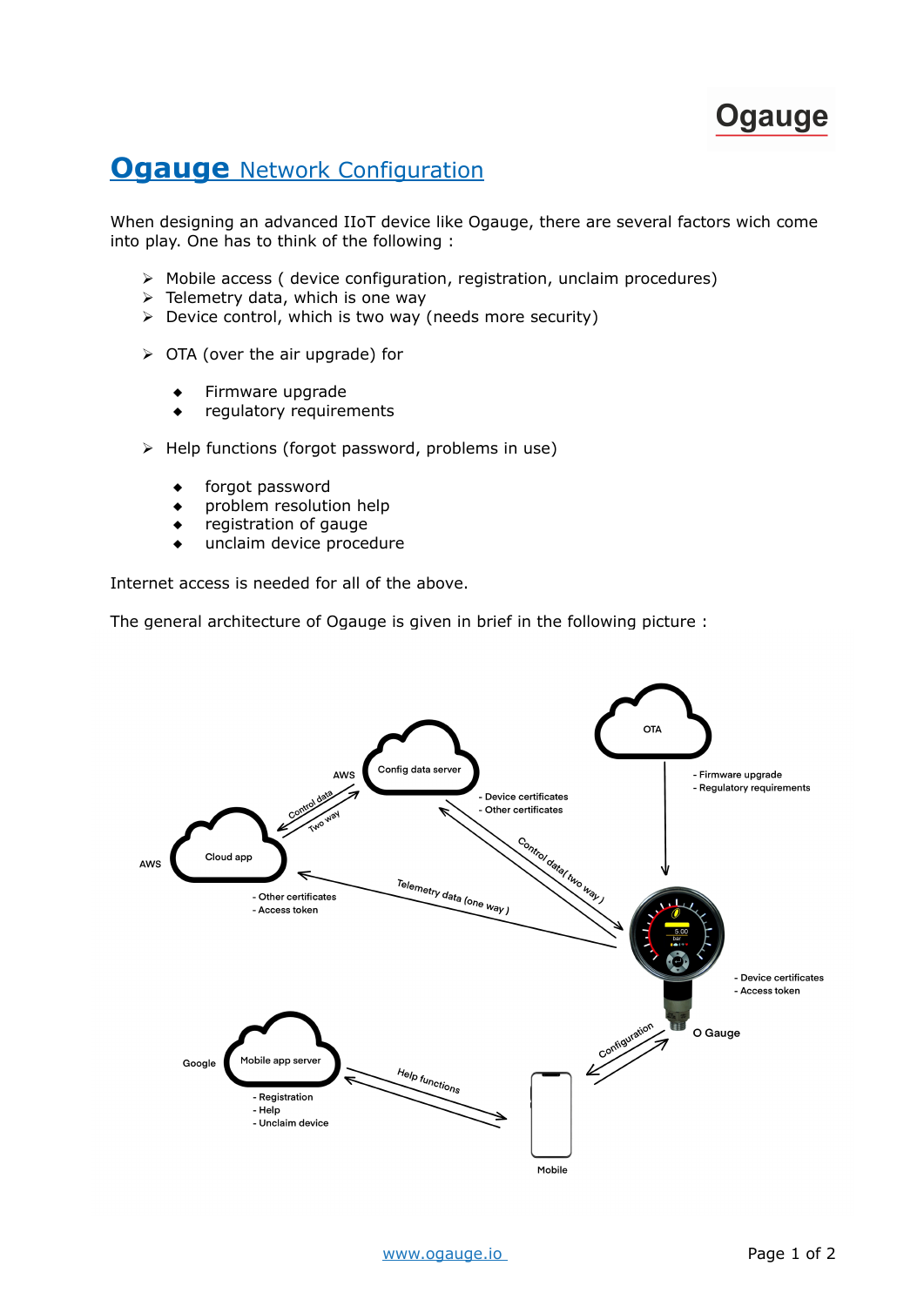# **Ogauge** Network Configuration

When designing an advanced IIoT device like Ogauge, there are several factors wich come into play. One has to think of the following :

- Mobile access ( device configuration, registration, unclaim procedures)
- Telemetry data, which is one way
- Device control, which is two way (needs more security)

- OTA (over the air upgrade) for

  - Firmware upgrade
  - regulatory requirements

- Help functions (forgot password, problems in use)

  - forgot password
  - problem resolution help
  - registration of gauge
  - unclaim device procedure

Internet access is needed for all of the above.

The general architecture of Ogauge is given in brief in the following picture :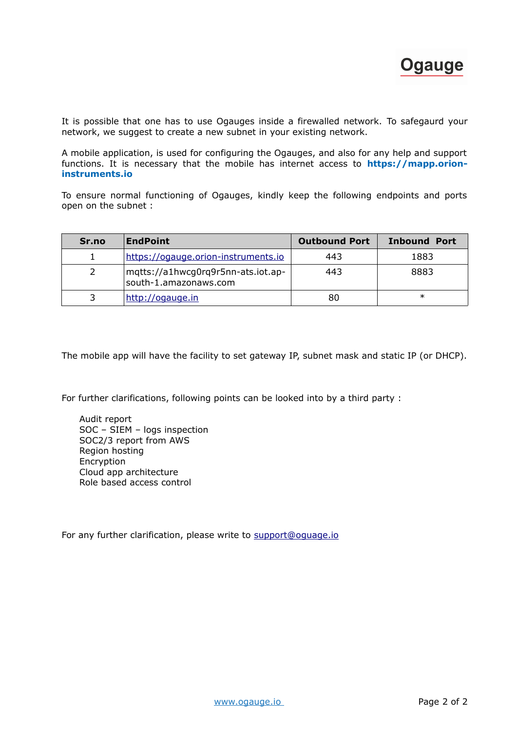# Ogauge

It is possible that one has to use Ogauges inside a firewalled network. To safegaurd your network, we suggest to create a new subnet in your existing network.

A mobile application, is used for configuring the Ogauges, and also for any help and support functions. It is necessary that the mobile has internet access to **https://mapp.orion-instruments.io**

To ensure normal functioning of Ogauges, kindly keep the following endpoints and ports open on the subnet :

| Sr.no | EndPoint | Outbound Port | Inbound Port |
|---|---|---|---|
| 1 | https://ogauge.orion-instruments.io | 443 | 1883 |
| 2 | mqtts://a1hwcg0rq9r5nn-ats.iot.ap-south-1.amazonaws.com | 443 | 8883 |
| 3 | http://ogauge.in | 80 | * |

The mobile app will have the facility to set gateway IP, subnet mask and static IP (or DHCP).

For further clarifications, following points can be looked into by a third party :

Audit report
SOC – SIEM – logs inspection
SOC2/3 report from AWS
Region hosting
Encryption
Cloud app architecture
Role based access control

For any further clarification, please write to support@oguage.io

www.ogauge.io